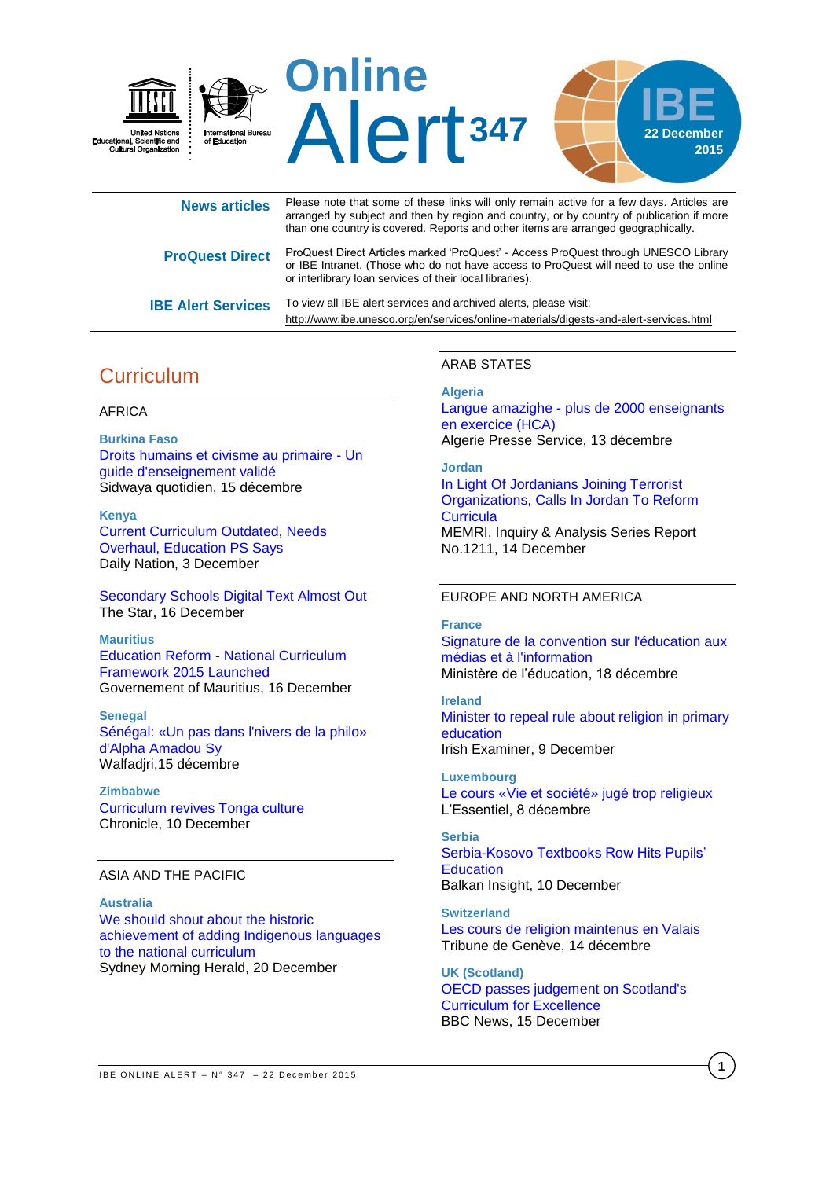United Nations Educational, Scientific and Cultural Organization

International Bureau of Education

# Online Alert 347

IBE 22 December 2015

**News articles** Please note that some of these links will only remain active for a few days. Articles are arranged by subject and then by region and country, or by country of publication if more than one country is covered. Reports and other items are arranged geographically.

**ProQuest Direct** ProQuest Direct Articles marked 'ProQuest' - Access ProQuest through UNESCO Library or IBE Intranet. (Those who do not have access to ProQuest will need to use the online or interlibrary loan services of their local libraries).

**IBE Alert Services** To view all IBE alert services and archived alerts, please visit: http://www.ibe.unesco.org/en/services/online-materials/digests-and-alert-services.html

## Curriculum

### AFRICA

**Burkina Faso**

Droits humains et civisme au primaire - Un guide d'enseignement validé
Sidwaya quotidien, 15 décembre

**Kenya**

Current Curriculum Outdated, Needs Overhaul, Education PS Says
Daily Nation, 3 December

Secondary Schools Digital Text Almost Out
The Star, 16 December

**Mauritius**

Education Reform - National Curriculum Framework 2015 Launched
Governement of Mauritius, 16 December

**Senegal**

Sénégal: «Un pas dans l'nivers de la philo» d'Alpha Amadou Sy
Walfadjri,15 décembre

**Zimbabwe**

Curriculum revives Tonga culture
Chronicle, 10 December

### ASIA AND THE PACIFIC

**Australia**

We should shout about the historic achievement of adding Indigenous languages to the national curriculum
Sydney Morning Herald, 20 December

### ARAB STATES

**Algeria**

Langue amazighe - plus de 2000 enseignants en exercice (HCA)
Algerie Presse Service, 13 décembre

**Jordan**

In Light Of Jordanians Joining Terrorist Organizations, Calls In Jordan To Reform Curricula
MEMRI, Inquiry & Analysis Series Report No.1211, 14 December

### EUROPE AND NORTH AMERICA

**France**

Signature de la convention sur l'éducation aux médias et à l'information
Ministère de l'éducation, 18 décembre

**Ireland**

Minister to repeal rule about religion in primary education
Irish Examiner, 9 December

**Luxembourg**

Le cours «Vie et société» jugé trop religieux
L'Essentiel, 8 décembre

**Serbia**

Serbia-Kosovo Textbooks Row Hits Pupils' Education
Balkan Insight, 10 December

**Switzerland**

Les cours de religion maintenus en Valais
Tribune de Genève, 14 décembre

**UK (Scotland)**

OECD passes judgement on Scotland's Curriculum for Excellence
BBC News, 15 December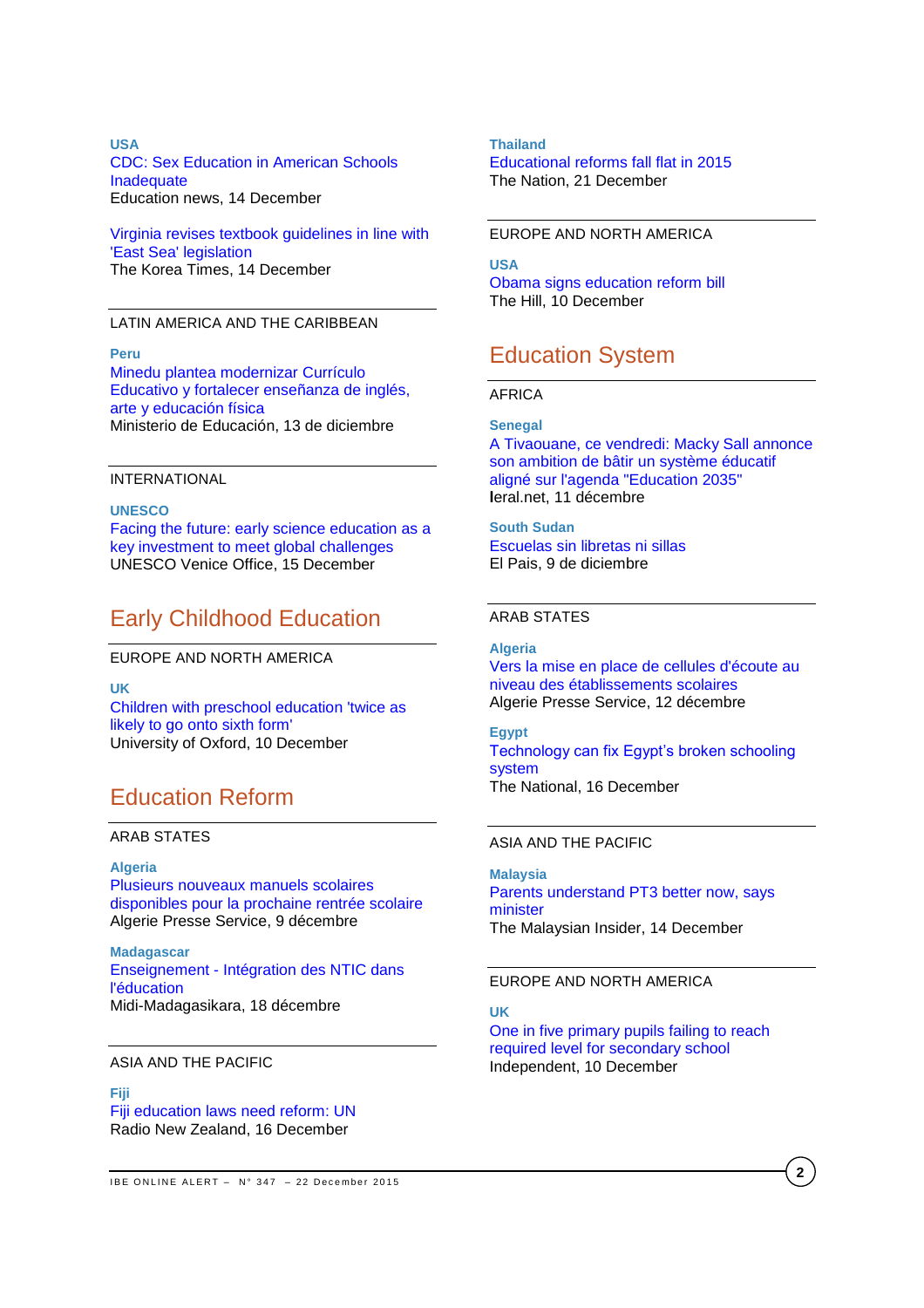**USA**
CDC: Sex Education in American Schools Inadequate
Education news, 14 December

Virginia revises textbook guidelines in line with 'East Sea' legislation
The Korea Times, 14 December

LATIN AMERICA AND THE CARIBBEAN

**Peru**
Minedu plantea modernizar Currículo Educativo y fortalecer enseñanza de inglés, arte y educación física
Ministerio de Educación, 13 de diciembre

INTERNATIONAL

**UNESCO**
Facing the future: early science education as a key investment to meet global challenges
UNESCO Venice Office, 15 December

## Early Childhood Education

EUROPE AND NORTH AMERICA

**UK**
Children with preschool education 'twice as likely to go onto sixth form'
University of Oxford, 10 December

## Education Reform

ARAB STATES

**Algeria**
Plusieurs nouveaux manuels scolaires disponibles pour la prochaine rentrée scolaire
Algerie Presse Service, 9 décembre

**Madagascar**
Enseignement - Intégration des NTIC dans l'éducation
Midi-Madagasikara, 18 décembre

ASIA AND THE PACIFIC

**Fiji**
Fiji education laws need reform: UN
Radio New Zealand, 16 December

**Thailand**
Educational reforms fall flat in 2015
The Nation, 21 December

EUROPE AND NORTH AMERICA

**USA**
Obama signs education reform bill
The Hill, 10 December

## Education System

AFRICA

**Senegal**
A Tivaouane, ce vendredi: Macky Sall annonce son ambition de bâtir un système éducatif aligné sur l'agenda "Education 2035"
leral.net, 11 décembre

**South Sudan**
Escuelas sin libretas ni sillas
El Pais, 9 de diciembre

ARAB STATES

**Algeria**
Vers la mise en place de cellules d'écoute au niveau des établissements scolaires
Algerie Presse Service, 12 décembre

**Egypt**
Technology can fix Egypt's broken schooling system
The National, 16 December

ASIA AND THE PACIFIC

**Malaysia**
Parents understand PT3 better now, says minister
The Malaysian Insider, 14 December

EUROPE AND NORTH AMERICA

**UK**
One in five primary pupils failing to reach required level for secondary school
Independent, 10 December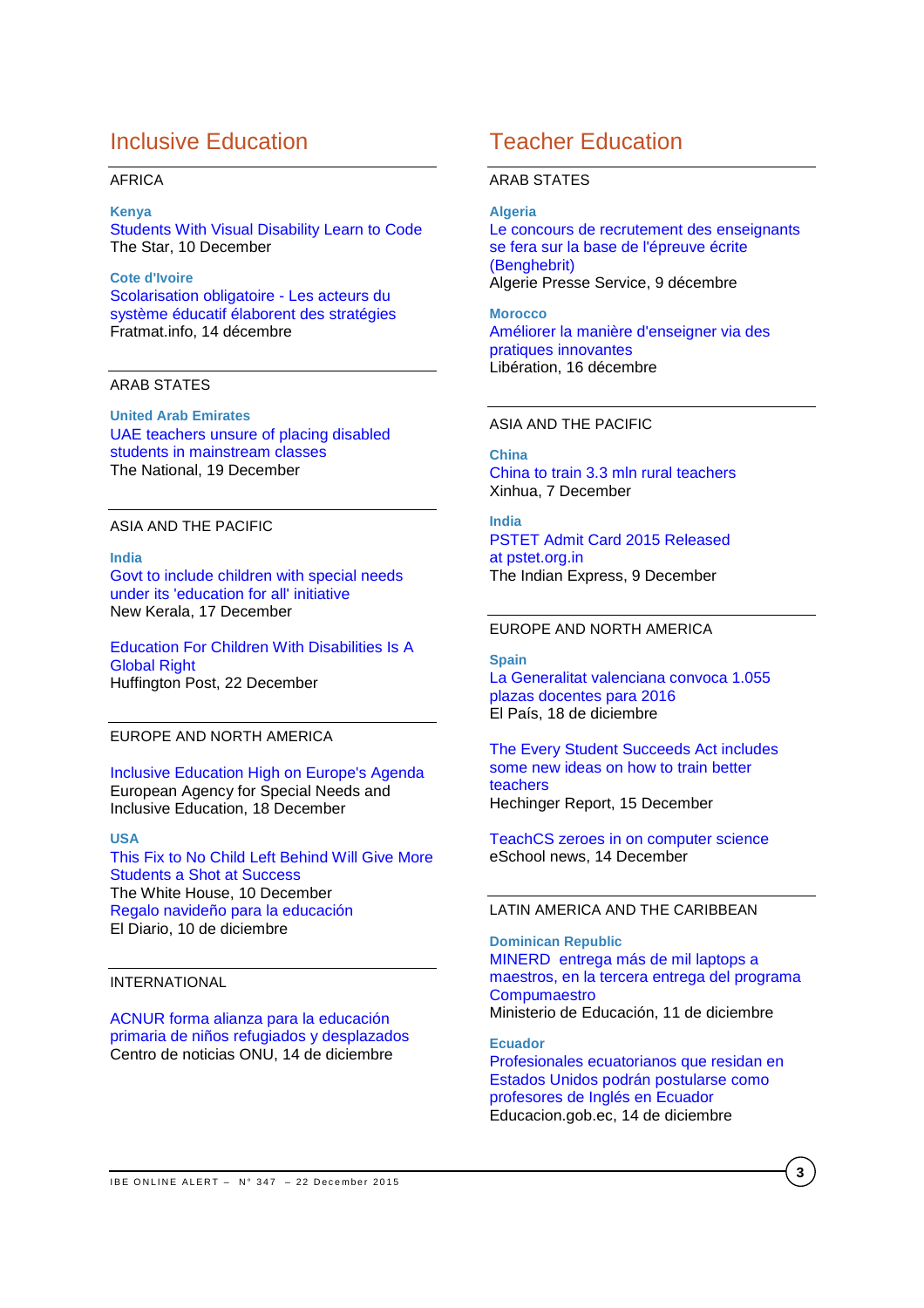## Inclusive Education

### AFRICA

**Kenya**
Students With Visual Disability Learn to Code
The Star, 10 December

**Cote d'Ivoire**
Scolarisation obligatoire - Les acteurs du système éducatif élaborent des stratégies
Fratmat.info, 14 décembre

### ARAB STATES

**United Arab Emirates**
UAE teachers unsure of placing disabled students in mainstream classes
The National, 19 December

### ASIA AND THE PACIFIC

**India**
Govt to include children with special needs under its 'education for all' initiative
New Kerala, 17 December

Education For Children With Disabilities Is A Global Right
Huffington Post, 22 December

### EUROPE AND NORTH AMERICA

Inclusive Education High on Europe's Agenda
European Agency for Special Needs and Inclusive Education, 18 December

**USA**
This Fix to No Child Left Behind Will Give More Students a Shot at Success
The White House, 10 December
Regalo navideño para la educación
El Diario, 10 de diciembre

### INTERNATIONAL

ACNUR forma alianza para la educación primaria de niños refugiados y desplazados
Centro de noticias ONU, 14 de diciembre

## Teacher Education

### ARAB STATES

**Algeria**
Le concours de recrutement des enseignants se fera sur la base de l'épreuve écrite (Benghebrit)
Algerie Presse Service, 9 décembre

**Morocco**
Améliorer la manière d'enseigner via des pratiques innovantes
Libération, 16 décembre

### ASIA AND THE PACIFIC

**China**
China to train 3.3 mln rural teachers
Xinhua, 7 December

**India**
PSTET Admit Card 2015 Released at pstet.org.in
The Indian Express, 9 December

### EUROPE AND NORTH AMERICA

**Spain**
La Generalitat valenciana convoca 1.055 plazas docentes para 2016
El País, 18 de diciembre

The Every Student Succeeds Act includes some new ideas on how to train better teachers
Hechinger Report, 15 December

TeachCS zeroes in on computer science
eSchool news, 14 December

### LATIN AMERICA AND THE CARIBBEAN

**Dominican Republic**
MINERD entrega más de mil laptops a maestros, en la tercera entrega del programa Compumaestro
Ministerio de Educación, 11 de diciembre

**Ecuador**
Profesionales ecuatorianos que residan en Estados Unidos podrán postularse como profesores de Inglés en Ecuador
Educacion.gob.ec, 14 de diciembre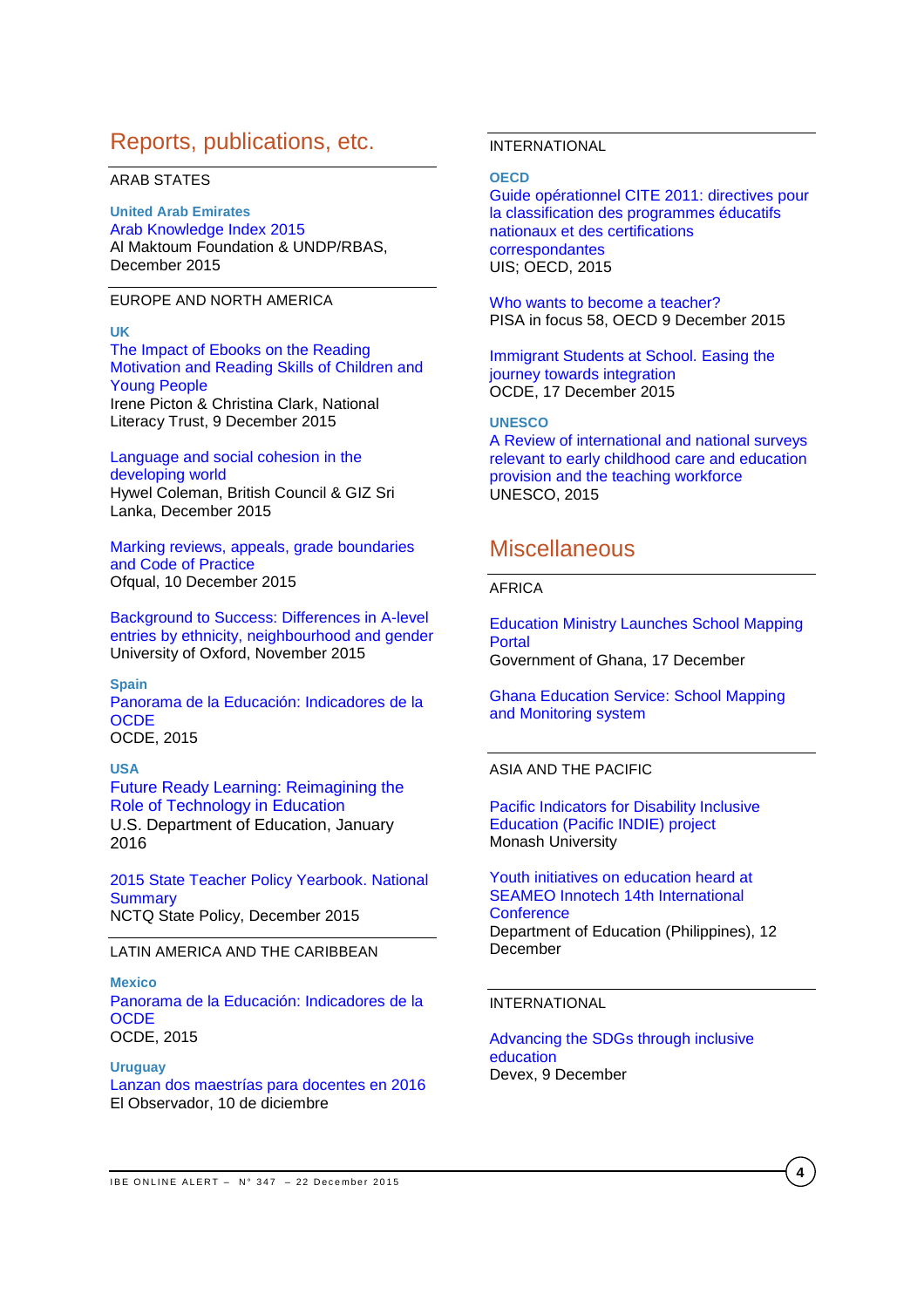## Reports, publications, etc.

ARAB STATES

**United Arab Emirates**

Arab Knowledge Index 2015
Al Maktoum Foundation & UNDP/RBAS, December 2015

EUROPE AND NORTH AMERICA

**UK**

The Impact of Ebooks on the Reading Motivation and Reading Skills of Children and Young People
Irene Picton & Christina Clark, National Literacy Trust, 9 December 2015

Language and social cohesion in the developing world
Hywel Coleman, British Council & GIZ Sri Lanka, December 2015

Marking reviews, appeals, grade boundaries and Code of Practice
Ofqual, 10 December 2015

Background to Success: Differences in A-level entries by ethnicity, neighbourhood and gender
University of Oxford, November 2015

**Spain**

Panorama de la Educación: Indicadores de la OCDE
OCDE, 2015

**USA**

Future Ready Learning: Reimagining the Role of Technology in Education
U.S. Department of Education, January 2016

2015 State Teacher Policy Yearbook. National Summary
NCTQ State Policy, December 2015

LATIN AMERICA AND THE CARIBBEAN

**Mexico**

Panorama de la Educación: Indicadores de la OCDE
OCDE, 2015

**Uruguay**

Lanzan dos maestrías para docentes en 2016
El Observador, 10 de diciembre

INTERNATIONAL

**OECD**

Guide opérationnel CITE 2011: directives pour la classification des programmes éducatifs nationaux et des certifications correspondantes
UIS; OECD, 2015

Who wants to become a teacher?
PISA in focus 58, OECD 9 December 2015

Immigrant Students at School. Easing the journey towards integration
OCDE, 17 December 2015

**UNESCO**

A Review of international and national surveys relevant to early childhood care and education provision and the teaching workforce
UNESCO, 2015

## Miscellaneous

AFRICA

Education Ministry Launches School Mapping Portal
Government of Ghana, 17 December

Ghana Education Service: School Mapping and Monitoring system

ASIA AND THE PACIFIC

Pacific Indicators for Disability Inclusive Education (Pacific INDIE) project
Monash University

Youth initiatives on education heard at SEAMEO Innotech 14th International Conference
Department of Education (Philippines), 12 December

INTERNATIONAL

Advancing the SDGs through inclusive education
Devex, 9 December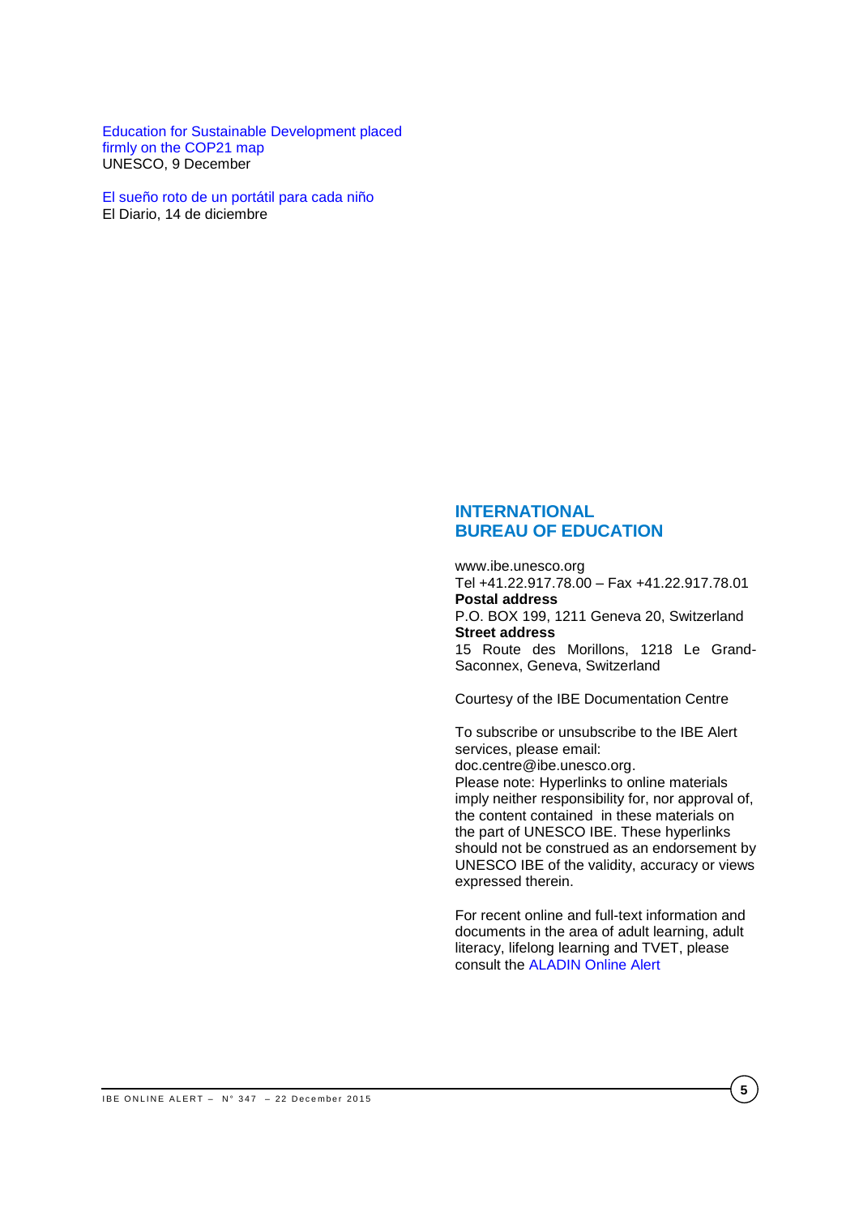Education for Sustainable Development placed firmly on the COP21 map
UNESCO, 9 December

El sueño roto de un portátil para cada niño
El Diario, 14 de diciembre

## INTERNATIONAL BUREAU OF EDUCATION

www.ibe.unesco.org
Tel +41.22.917.78.00 – Fax +41.22.917.78.01
**Postal address**
P.O. BOX 199, 1211 Geneva 20, Switzerland
**Street address**
15 Route des Morillons, 1218 Le Grand-Saconnex, Geneva, Switzerland

Courtesy of the IBE Documentation Centre

To subscribe or unsubscribe to the IBE Alert services, please email:
doc.centre@ibe.unesco.org.
Please note: Hyperlinks to online materials imply neither responsibility for, nor approval of, the content contained in these materials on the part of UNESCO IBE. These hyperlinks should not be construed as an endorsement by UNESCO IBE of the validity, accuracy or views expressed therein.

For recent online and full-text information and documents in the area of adult learning, adult literacy, lifelong learning and TVET, please consult the ALADIN Online Alert